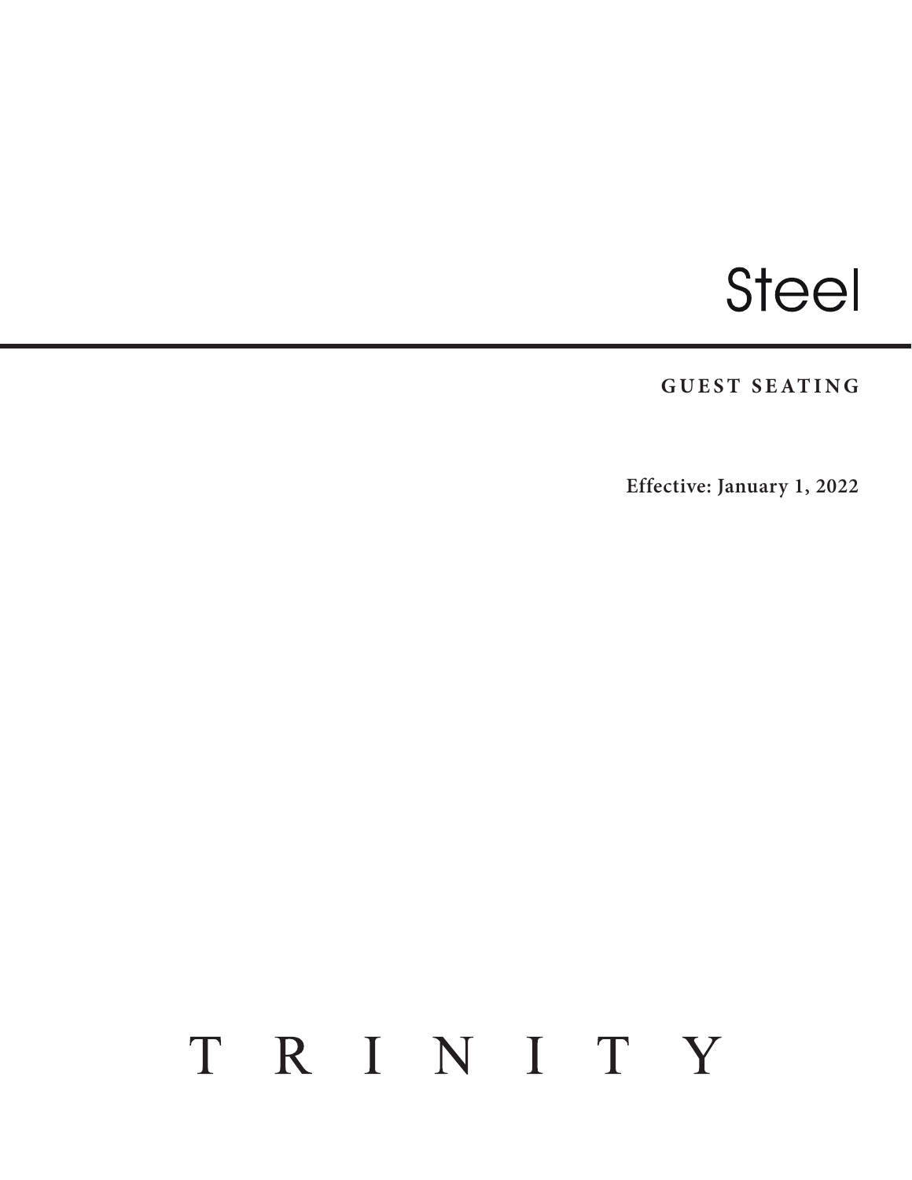# Steel

---

**GUEST SEATING**

**Effective: January 1, 2022**

T R I N I T Y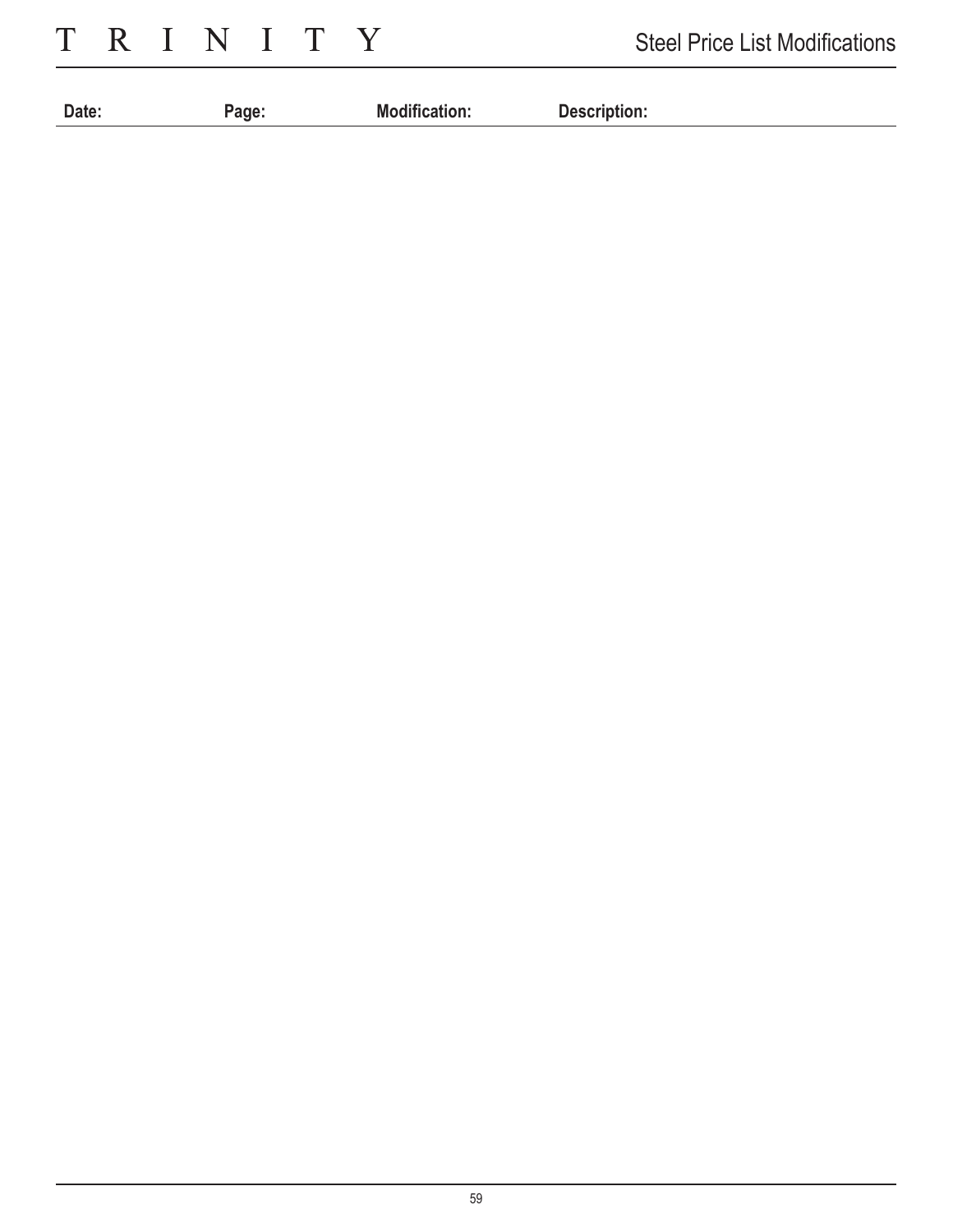| Date: | Page: | Modification: | Description: |
| --- | --- | --- | --- |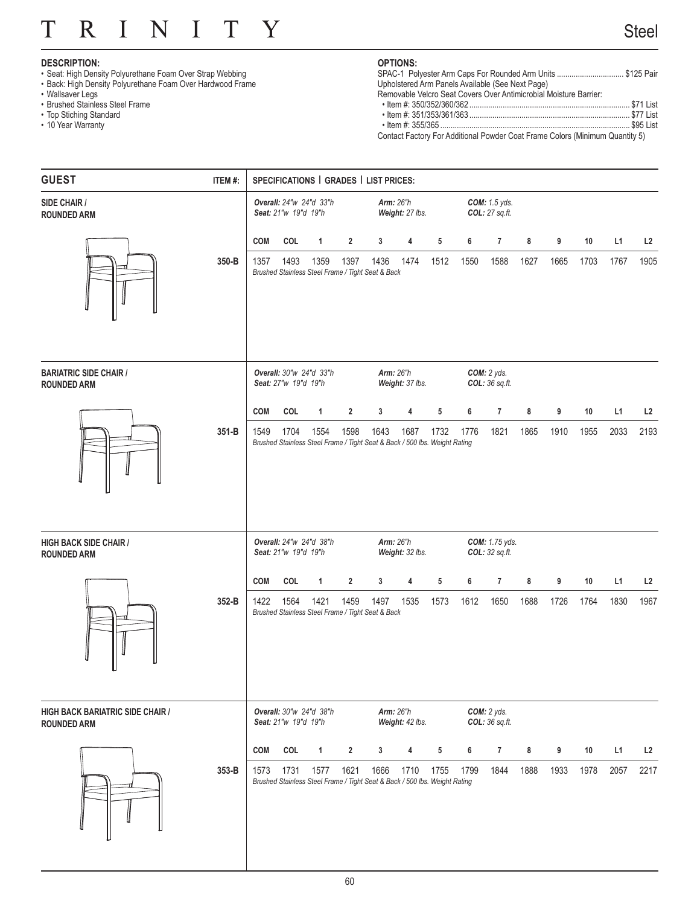# TRINITY

## Steel

**DESCRIPTION:**

- Seat: High Density Polyurethane Foam Over Strap Webbing
- Back: High Density Polyurethane Foam Over Hardwood Frame
- Wallsaver Legs
- Brushed Stainless Steel Frame
- Top Stiching Standard
- 10 Year Warranty

**OPTIONS:**

SPAC-1 Polyester Arm Caps For Rounded Arm Units ................................ $125 Pair
Upholstered Arm Panels Available (See Next Page)
Removable Velcro Seat Covers Over Antimicrobial Moisture Barrier:

- Item #: 350/352/360/362 ............................................................ $71 List
- Item #: 351/353/361/363 ............................................................ $77 List
- Item #: 355/365 ............................................................ $95 List

Contact Factory For Additional Powder Coat Frame Colors (Minimum Quantity 5)

## GUEST

| ITEM #: | SPECIFICATIONS \| GRADES \| LIST PRICES: |
|---|---|
| **SIDE CHAIR / ROUNDED ARM** — 350-B | ***Overall:** 24"w 24"d 33"h* ***Seat:** 21"w 19"d 19"h* ***Arm:** 26"h* ***Weight:** 27 lbs.* ***COM:** 1.5 yds.* ***COL:** 27 sq.ft.* |

| Item | COM | COL | 1 | 2 | 3 | 4 | 5 | 6 | 7 | 8 | 9 | 10 | L1 | L2 |
|---|---|---|---|---|---|---|---|---|---|---|---|---|---|---|
| 350-B | 1357 | 1493 | 1359 | 1397 | 1436 | 1474 | 1512 | 1550 | 1588 | 1627 | 1665 | 1703 | 1767 | 1905 |

*Brushed Stainless Steel Frame / Tight Seat & Back*

### BARIATRIC SIDE CHAIR / ROUNDED ARM

***Overall:** 30"w 24"d 33"h* ***Seat:** 27"w 19"d 19"h* ***Arm:** 26"h* ***Weight:** 37 lbs.* ***COM:** 2 yds.* ***COL:** 36 sq.ft.*

| Item | COM | COL | 1 | 2 | 3 | 4 | 5 | 6 | 7 | 8 | 9 | 10 | L1 | L2 |
|---|---|---|---|---|---|---|---|---|---|---|---|---|---|---|
| 351-B | 1549 | 1704 | 1554 | 1598 | 1643 | 1687 | 1732 | 1776 | 1821 | 1865 | 1910 | 1955 | 2033 | 2193 |

*Brushed Stainless Steel Frame / Tight Seat & Back / 500 lbs. Weight Rating*

### HIGH BACK SIDE CHAIR / ROUNDED ARM

***Overall:** 24"w 24"d 38"h* ***Seat:** 21"w 19"d 19"h* ***Arm:** 26"h* ***Weight:** 32 lbs.* ***COM:** 1.75 yds.* ***COL:** 32 sq.ft.*

| Item | COM | COL | 1 | 2 | 3 | 4 | 5 | 6 | 7 | 8 | 9 | 10 | L1 | L2 |
|---|---|---|---|---|---|---|---|---|---|---|---|---|---|---|
| 352-B | 1422 | 1564 | 1421 | 1459 | 1497 | 1535 | 1573 | 1612 | 1650 | 1688 | 1726 | 1764 | 1830 | 1967 |

*Brushed Stainless Steel Frame / Tight Seat & Back*

### HIGH BACK BARIATRIC SIDE CHAIR / ROUNDED ARM

***Overall:** 30"w 24"d 38"h* ***Seat:** 21"w 19"d 19"h* ***Arm:** 26"h* ***Weight:** 42 lbs.* ***COM:** 2 yds.* ***COL:** 36 sq.ft.*

| Item | COM | COL | 1 | 2 | 3 | 4 | 5 | 6 | 7 | 8 | 9 | 10 | L1 | L2 |
|---|---|---|---|---|---|---|---|---|---|---|---|---|---|---|
| 353-B | 1573 | 1731 | 1577 | 1621 | 1666 | 1710 | 1755 | 1799 | 1844 | 1888 | 1933 | 1978 | 2057 | 2217 |

*Brushed Stainless Steel Frame / Tight Seat & Back / 500 lbs. Weight Rating*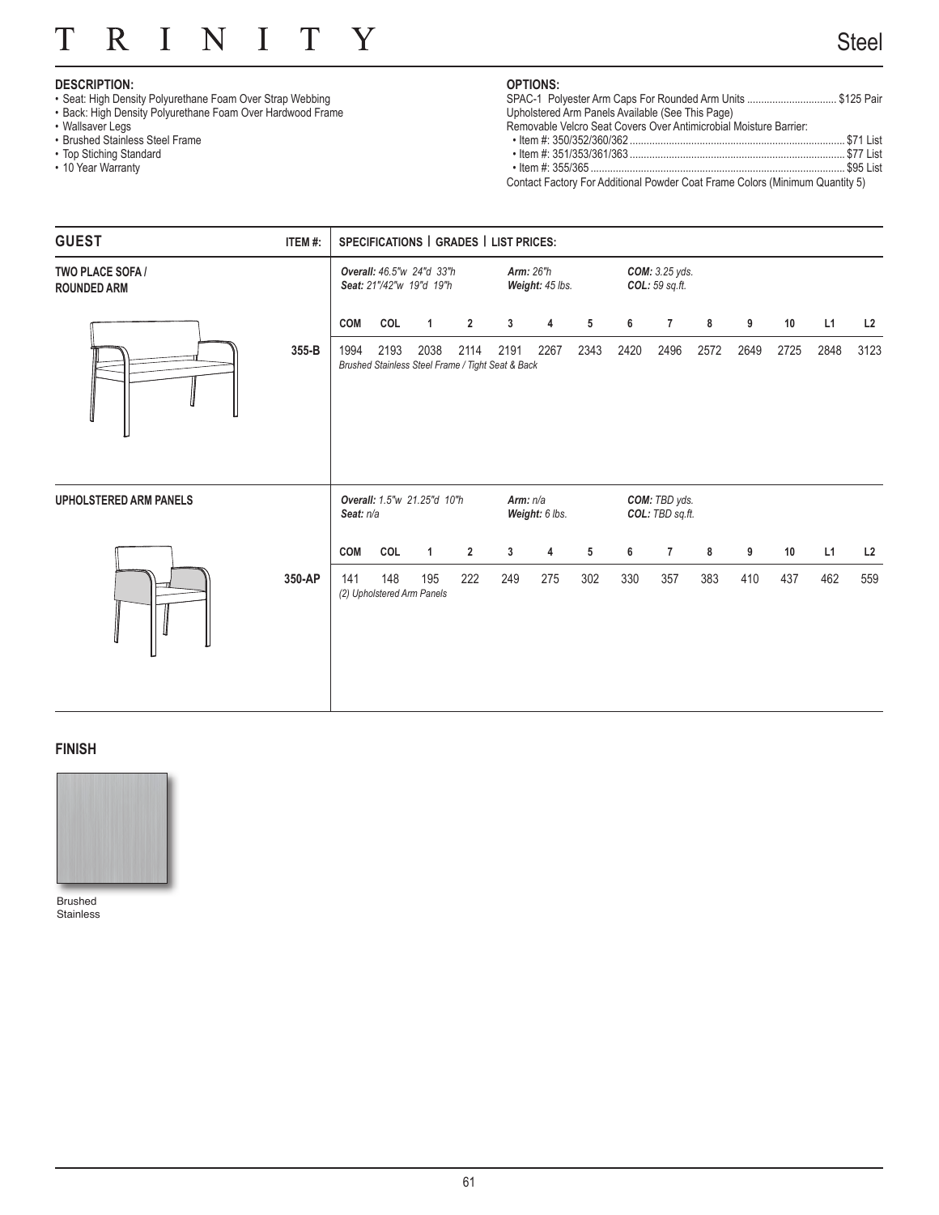# TRINITY

## Steel

**DESCRIPTION:**

- Seat: High Density Polyurethane Foam Over Strap Webbing
- Back: High Density Polyurethane Foam Over Hardwood Frame
- Wallsaver Legs
- Brushed Stainless Steel Frame
- Top Stiching Standard
- 10 Year Warranty

**OPTIONS:**

SPAC-1 Polyester Arm Caps For Rounded Arm Units ................................ $125 Pair
Upholstered Arm Panels Available (See This Page)
Removable Velcro Seat Covers Over Antimicrobial Moisture Barrier:

- Item #: 350/352/360/362 ................................ $71 List
- Item #: 351/353/361/363 ................................ $77 List
- Item #: 355/365 ................................ $95 List

Contact Factory For Additional Powder Coat Frame Colors (Minimum Quantity 5)

| GUEST | ITEM #: | SPECIFICATIONS \| GRADES \| LIST PRICES: | | | | | | | | | | | | | |
|---|---|---|---|---|---|---|---|---|---|---|---|---|---|---|---|
| **TWO PLACE SOFA / ROUNDED ARM** | | *Overall: 46.5"w 24"d 33"h* *Seat: 21"/42"w 19"d 19"h* | | | | *Arm: 26"h* *Weight: 45 lbs.* | | | | *COM: 3.25 yds.* *COL: 59 sq.ft.* | | | | | |
| | | COM | COL | 1 | 2 | 3 | 4 | 5 | 6 | 7 | 8 | 9 | 10 | L1 | L2 |
| | 355-B | 1994 | 2193 | 2038 | 2114 | 2191 | 2267 | 2343 | 2420 | 2496 | 2572 | 2649 | 2725 | 2848 | 3123 |
| | | *Brushed Stainless Steel Frame / Tight Seat & Back* | | | | | | | | | | | | | |
| **UPHOLSTERED ARM PANELS** | | *Overall: 1.5"w 21.25"d 10"h* *Seat: n/a* | | | | *Arm: n/a* *Weight: 6 lbs.* | | | | *COM: TBD yds.* *COL: TBD sq.ft.* | | | | | |
| | | COM | COL | 1 | 2 | 3 | 4 | 5 | 6 | 7 | 8 | 9 | 10 | L1 | L2 |
| | 350-AP | 141 | 148 | 195 | 222 | 249 | 275 | 302 | 330 | 357 | 383 | 410 | 437 | 462 | 559 |
| | | *(2) Upholstered Arm Panels* | | | | | | | | | | | | | |

**FINISH**

Brushed Stainless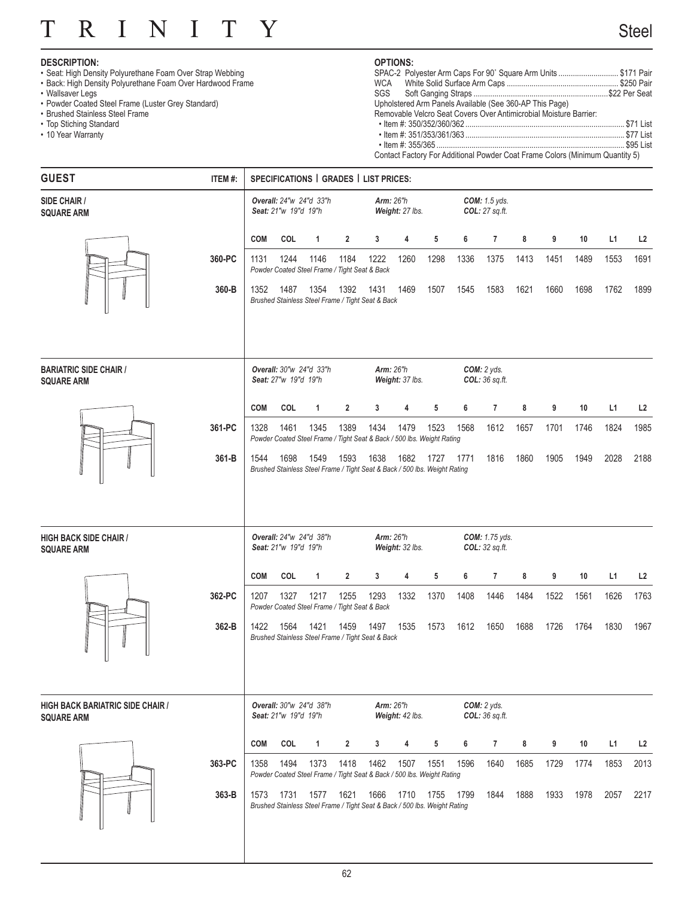# TRINITY

## Steel

**DESCRIPTION:**

- Seat: High Density Polyurethane Foam Over Strap Webbing
- Back: High Density Polyurethane Foam Over Hardwood Frame
- Wallsaver Legs
- Powder Coated Steel Frame (Luster Grey Standard)
- Brushed Stainless Steel Frame
- Top Stiching Standard
- 10 Year Warranty

**OPTIONS:**

SPAC-2 Polyester Arm Caps For 90˚ Square Arm Units ............................ $171 Pair
WCA White Solid Surface Arm Caps ...................................................... $250 Pair
SGS Soft Ganging Straps ................................................................$22 Per Seat
Upholstered Arm Panels Available (See 360-AP This Page)
Removable Velcro Seat Covers Over Antimicrobial Moisture Barrier:
- Item #: 350/352/360/362 ............................................................................ $71 List
- Item #: 351/353/361/363 ............................................................................ $77 List
- Item #: 355/365 .......................................................................................... $95 List

Contact Factory For Additional Powder Coat Frame Colors (Minimum Quantity 5)

| GUEST | ITEM #: | SPECIFICATIONS \| GRADES \| LIST PRICES: |
|---|---|---|

### SIDE CHAIR / SQUARE ARM

*Overall:* 24"w 24"d 33"h — *Seat:* 21"w 19"d 19"h — *Arm:* 26"h — *Weight:* 27 lbs. — *COM:* 1.5 yds. — *COL:* 27 sq.ft.

| ITEM #: | COM | COL | 1 | 2 | 3 | 4 | 5 | 6 | 7 | 8 | 9 | 10 | L1 | L2 |
|---|---|---|---|---|---|---|---|---|---|---|---|---|---|---|
| 360-PC | 1131 | 1244 | 1146 | 1184 | 1222 | 1260 | 1298 | 1336 | 1375 | 1413 | 1451 | 1489 | 1553 | 1691 |
| 360-B | 1352 | 1487 | 1354 | 1392 | 1431 | 1469 | 1507 | 1545 | 1583 | 1621 | 1660 | 1698 | 1762 | 1899 |

360-PC: *Powder Coated Steel Frame / Tight Seat & Back*
360-B: *Brushed Stainless Steel Frame / Tight Seat & Back*

### BARIATRIC SIDE CHAIR / SQUARE ARM

*Overall:* 30"w 24"d 33"h — *Seat:* 27"w 19"d 19"h — *Arm:* 26"h — *Weight:* 37 lbs. — *COM:* 2 yds. — *COL:* 36 sq.ft.

| ITEM #: | COM | COL | 1 | 2 | 3 | 4 | 5 | 6 | 7 | 8 | 9 | 10 | L1 | L2 |
|---|---|---|---|---|---|---|---|---|---|---|---|---|---|---|
| 361-PC | 1328 | 1461 | 1345 | 1389 | 1434 | 1479 | 1523 | 1568 | 1612 | 1657 | 1701 | 1746 | 1824 | 1985 |
| 361-B | 1544 | 1698 | 1549 | 1593 | 1638 | 1682 | 1727 | 1771 | 1816 | 1860 | 1905 | 1949 | 2028 | 2188 |

361-PC: *Powder Coated Steel Frame / Tight Seat & Back / 500 lbs. Weight Rating*
361-B: *Brushed Stainless Steel Frame / Tight Seat & Back / 500 lbs. Weight Rating*

### HIGH BACK SIDE CHAIR / SQUARE ARM

*Overall:* 24"w 24"d 38"h — *Seat:* 21"w 19"d 19"h — *Arm:* 26"h — *Weight:* 32 lbs. — *COM:* 1.75 yds. — *COL:* 32 sq.ft.

| ITEM #: | COM | COL | 1 | 2 | 3 | 4 | 5 | 6 | 7 | 8 | 9 | 10 | L1 | L2 |
|---|---|---|---|---|---|---|---|---|---|---|---|---|---|---|
| 362-PC | 1207 | 1327 | 1217 | 1255 | 1293 | 1332 | 1370 | 1408 | 1446 | 1484 | 1522 | 1561 | 1626 | 1763 |
| 362-B | 1422 | 1564 | 1421 | 1459 | 1497 | 1535 | 1573 | 1612 | 1650 | 1688 | 1726 | 1764 | 1830 | 1967 |

362-PC: *Powder Coated Steel Frame / Tight Seat & Back*
362-B: *Brushed Stainless Steel Frame / Tight Seat & Back*

### HIGH BACK BARIATRIC SIDE CHAIR / SQUARE ARM

*Overall:* 30"w 24"d 38"h — *Seat:* 21"w 19"d 19"h — *Arm:* 26"h — *Weight:* 42 lbs. — *COM:* 2 yds. — *COL:* 36 sq.ft.

| ITEM #: | COM | COL | 1 | 2 | 3 | 4 | 5 | 6 | 7 | 8 | 9 | 10 | L1 | L2 |
|---|---|---|---|---|---|---|---|---|---|---|---|---|---|---|
| 363-PC | 1358 | 1494 | 1373 | 1418 | 1462 | 1507 | 1551 | 1596 | 1640 | 1685 | 1729 | 1774 | 1853 | 2013 |
| 363-B | 1573 | 1731 | 1577 | 1621 | 1666 | 1710 | 1755 | 1799 | 1844 | 1888 | 1933 | 1978 | 2057 | 2217 |

363-PC: *Powder Coated Steel Frame / Tight Seat & Back / 500 lbs. Weight Rating*
363-B: *Brushed Stainless Steel Frame / Tight Seat & Back / 500 lbs. Weight Rating*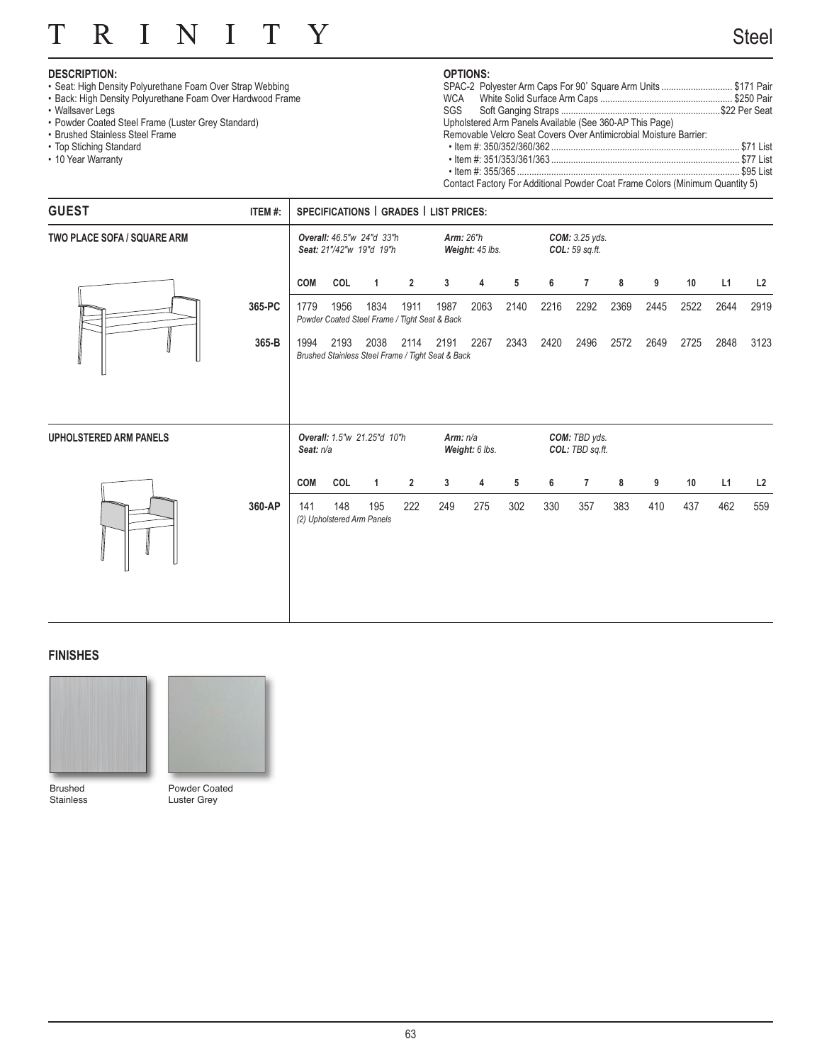# TRINITY

## Steel

**DESCRIPTION:**

- Seat: High Density Polyurethane Foam Over Strap Webbing
- Back: High Density Polyurethane Foam Over Hardwood Frame
- Wallsaver Legs
- Powder Coated Steel Frame (Luster Grey Standard)
- Brushed Stainless Steel Frame
- Top Stiching Standard
- 10 Year Warranty

**OPTIONS:**

SPAC-2 Polyester Arm Caps For 90˚ Square Arm Units ............................. $171 Pair
WCA White Solid Surface Arm Caps ...................................................... $250 Pair
SGS Soft Ganging Straps ................................................................$22 Per Seat
Upholstered Arm Panels Available (See 360-AP This Page)
Removable Velcro Seat Covers Over Antimicrobial Moisture Barrier:
- Item #: 350/352/360/362 ............................................................................. $71 List
- Item #: 351/353/361/363 ............................................................................. $77 List
- Item #: 355/365 .......................................................................................... $95 List

Contact Factory For Additional Powder Coat Frame Colors (Minimum Quantity 5)

| GUEST | ITEM #: | SPECIFICATIONS \| GRADES \| LIST PRICES: | | | | | | | | | | | | | |
|---|---|---|---|---|---|---|---|---|---|---|---|---|---|---|---|
| **TWO PLACE SOFA / SQUARE ARM** | | *Overall: 46.5"w 24"d 33"h* *Seat: 21"/42"w 19"d 19"h* | | | | *Arm: 26"h* *Weight: 45 lbs.* | | | *COM: 3.25 yds.* *COL: 59 sq.ft.* | | | | | | |
| | | COM | COL | 1 | 2 | 3 | 4 | 5 | 6 | 7 | 8 | 9 | 10 | L1 | L2 |
| | 365-PC | 1779 | 1956 | 1834 | 1911 | 1987 | 2063 | 2140 | 2216 | 2292 | 2369 | 2445 | 2522 | 2644 | 2919 |
| | | *Powder Coated Steel Frame / Tight Seat & Back* | | | | | | | | | | | | | |
| | 365-B | 1994 | 2193 | 2038 | 2114 | 2191 | 2267 | 2343 | 2420 | 2496 | 2572 | 2649 | 2725 | 2848 | 3123 |
| | | *Brushed Stainless Steel Frame / Tight Seat & Back* | | | | | | | | | | | | | |
| **UPHOLSTERED ARM PANELS** | | *Overall: 1.5"w 21.25"d 10"h* *Seat: n/a* | | | | *Arm: n/a* *Weight: 6 lbs.* | | | *COM: TBD yds.* *COL: TBD sq.ft.* | | | | | | |
| | | COM | COL | 1 | 2 | 3 | 4 | 5 | 6 | 7 | 8 | 9 | 10 | L1 | L2 |
| | 360-AP | 141 | 148 | 195 | 222 | 249 | 275 | 302 | 330 | 357 | 383 | 410 | 437 | 462 | 559 |
| | | *(2) Upholstered Arm Panels* | | | | | | | | | | | | | |

### FINISHES

Brushed Stainless

Powder Coated Luster Grey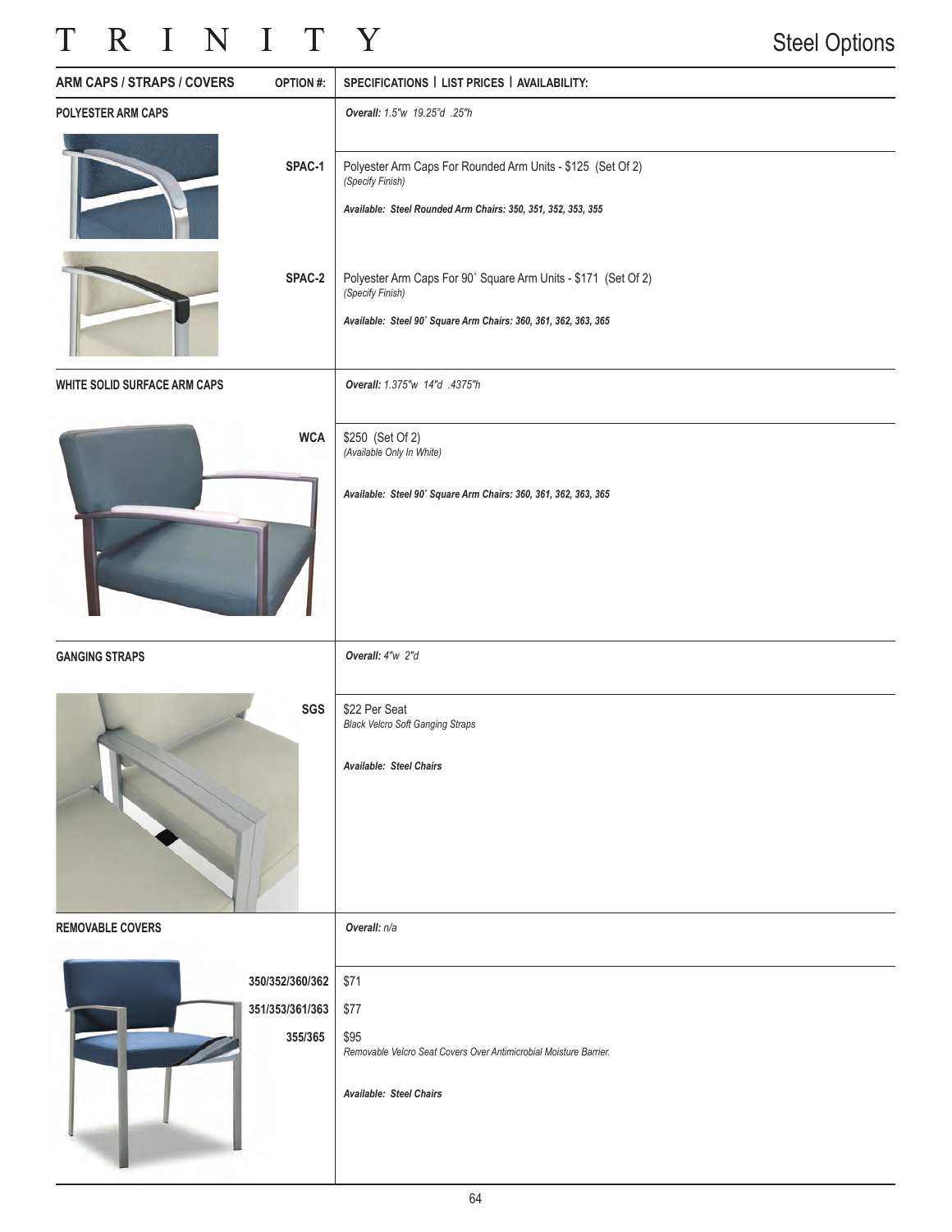# TRINITY

## Steel Options

| ARM CAPS / STRAPS / COVERS | OPTION #: | SPECIFICATIONS \| LIST PRICES \| AVAILABILITY: |
|---|---|---|
| **POLYESTER ARM CAPS** | | ***Overall:*** *1.5"w 19.25"d .25"h* |
| | **SPAC-1** | Polyester Arm Caps For Rounded Arm Units - $125 (Set Of 2)<br>*(Specify Finish)*<br>***Available: Steel Rounded Arm Chairs: 350, 351, 352, 353, 355*** |
| | **SPAC-2** | Polyester Arm Caps For 90˚ Square Arm Units - $171 (Set Of 2)<br>*(Specify Finish)*<br>***Available: Steel 90˚ Square Arm Chairs: 360, 361, 362, 363, 365*** |
| **WHITE SOLID SURFACE ARM CAPS** | | ***Overall:*** *1.375"w 14"d .4375"h* |
| | **WCA** | $250 (Set Of 2)<br>*(Available Only In White)*<br>***Available: Steel 90˚ Square Arm Chairs: 360, 361, 362, 363, 365*** |
| **GANGING STRAPS** | | ***Overall:*** *4"w 2"d* |
| | **SGS** | $22 Per Seat<br>*Black Velcro Soft Ganging Straps*<br>***Available: Steel Chairs*** |
| **REMOVABLE COVERS** | | ***Overall:*** *n/a* |
| | **350/352/360/362** | $71 |
| | **351/353/361/363** | $77 |
| | **355/365** | $95<br>*Removable Velcro Seat Covers Over Antimicrobial Moisture Barrier.*<br>***Available: Steel Chairs*** |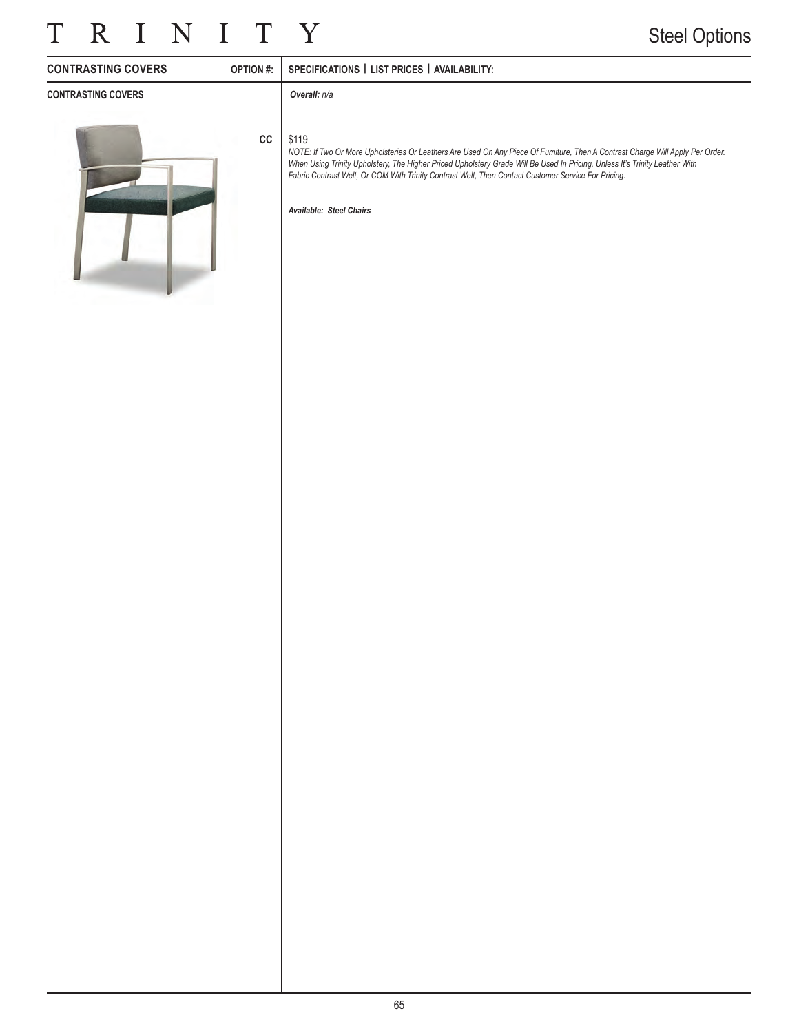## Steel Options

| CONTRASTING COVERS | OPTION #: | SPECIFICATIONS \| LIST PRICES \| AVAILABILITY: |
|---|---|---|
| **CONTRASTING COVERS** | | ***Overall:*** *n/a* |
| | **CC** | $119<br>*NOTE: If Two Or More Upholsteries Or Leathers Are Used On Any Piece Of Furniture, Then A Contrast Charge Will Apply Per Order. When Using Trinity Upholstery, The Higher Priced Upholstery Grade Will Be Used In Pricing, Unless It's Trinity Leather With Fabric Contrast Welt, Or COM With Trinity Contrast Welt, Then Contact Customer Service For Pricing.*<br><br>***Available: Steel Chairs*** |